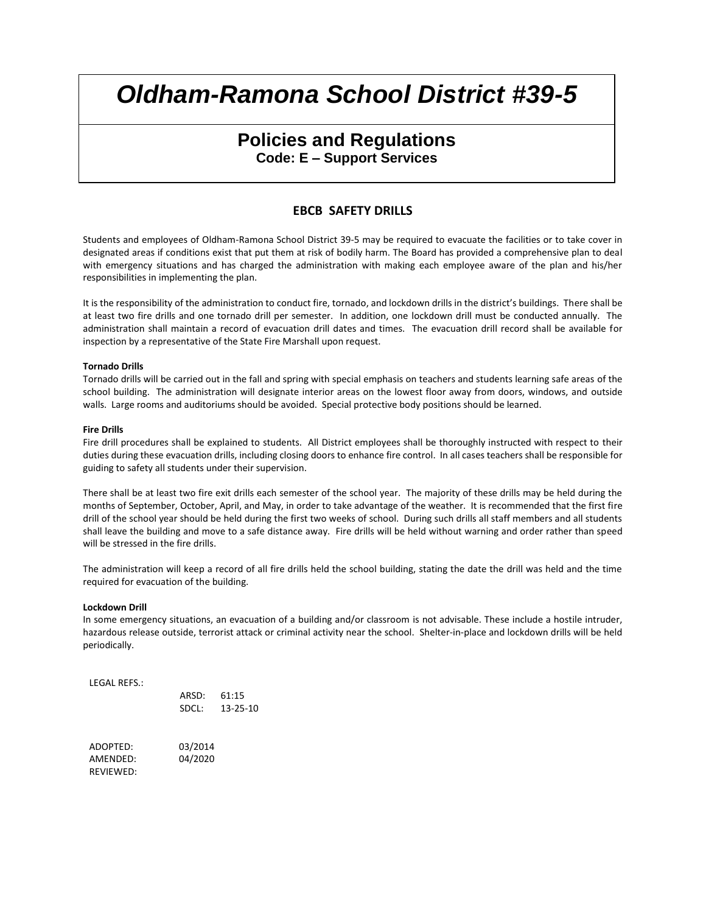# Oldham-Ramona School District #39-5

## Policies and Regulations

**Code: E – Support Services**

### EBCB SAFETY DRILLS

Students and employees of Oldham-Ramona School District 39-5 may be required to evacuate the facilities or to take cover in designated areas if conditions exist that put them at risk of bodily harm. The Board has provided a comprehensive plan to deal with emergency situations and has charged the administration with making each employee aware of the plan and his/her responsibilities in implementing the plan.

It is the responsibility of the administration to conduct fire, tornado, and lockdown drills in the district's buildings. There shall be at least two fire drills and one tornado drill per semester. In addition, one lockdown drill must be conducted annually. The administration shall maintain a record of evacuation drill dates and times. The evacuation drill record shall be available for inspection by a representative of the State Fire Marshall upon request.

**Tornado Drills**

Tornado drills will be carried out in the fall and spring with special emphasis on teachers and students learning safe areas of the school building. The administration will designate interior areas on the lowest floor away from doors, windows, and outside walls. Large rooms and auditoriums should be avoided. Special protective body positions should be learned.

**Fire Drills**

Fire drill procedures shall be explained to students. All District employees shall be thoroughly instructed with respect to their duties during these evacuation drills, including closing doors to enhance fire control. In all cases teachers shall be responsible for guiding to safety all students under their supervision.

There shall be at least two fire exit drills each semester of the school year. The majority of these drills may be held during the months of September, October, April, and May, in order to take advantage of the weather. It is recommended that the first fire drill of the school year should be held during the first two weeks of school. During such drills all staff members and all students shall leave the building and move to a safe distance away. Fire drills will be held without warning and order rather than speed will be stressed in the fire drills.

The administration will keep a record of all fire drills held the school building, stating the date the drill was held and the time required for evacuation of the building.

**Lockdown Drill**

In some emergency situations, an evacuation of a building and/or classroom is not advisable. These include a hostile intruder, hazardous release outside, terrorist attack or criminal activity near the school. Shelter-in-place and lockdown drills will be held periodically.

LEGAL REFS.:

ARSD: 61:15
SDCL: 13-25-10

ADOPTED: 03/2014
AMENDED: 04/2020
REVIEWED: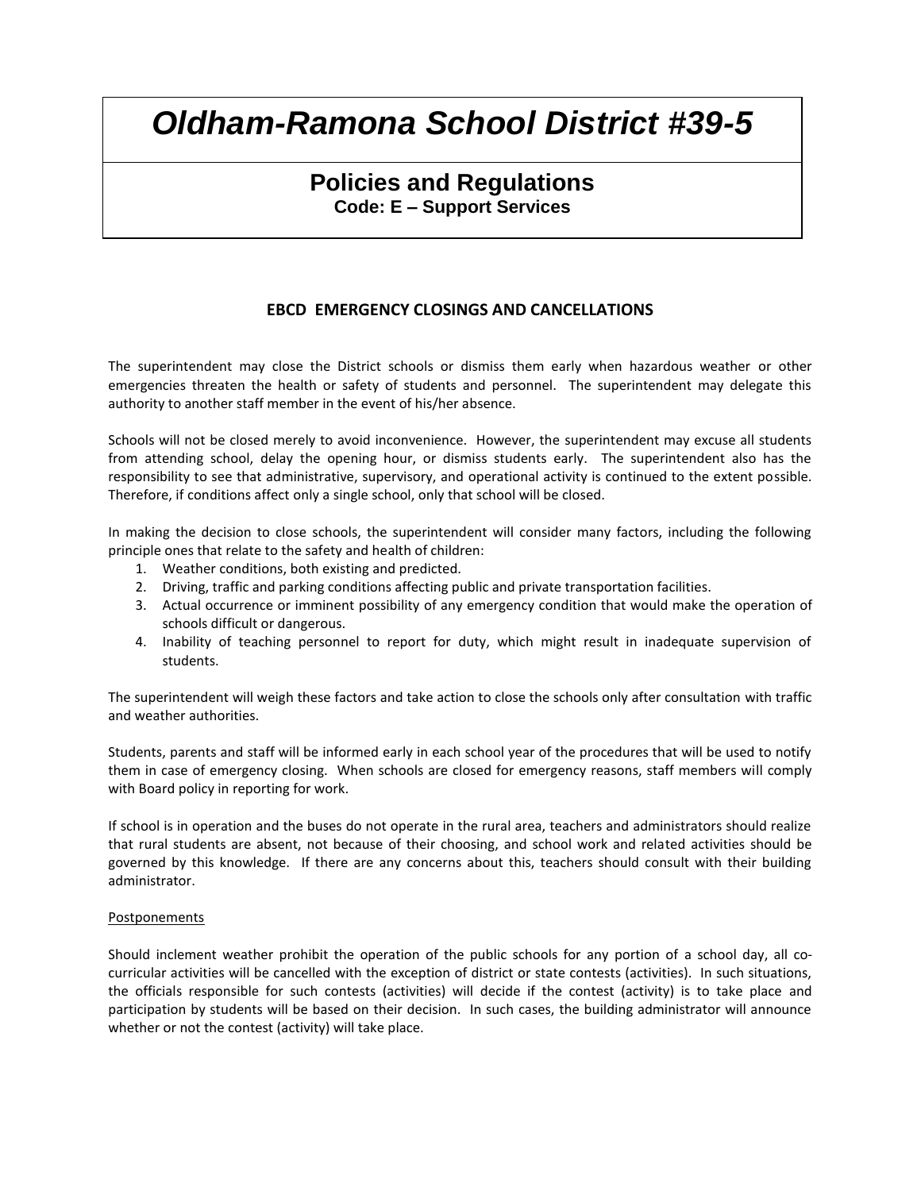# *Oldham-Ramona School District #39-5*

## Policies and Regulations

**Code: E – Support Services**

### EBCD EMERGENCY CLOSINGS AND CANCELLATIONS

The superintendent may close the District schools or dismiss them early when hazardous weather or other emergencies threaten the health or safety of students and personnel. The superintendent may delegate this authority to another staff member in the event of his/her absence.

Schools will not be closed merely to avoid inconvenience. However, the superintendent may excuse all students from attending school, delay the opening hour, or dismiss students early. The superintendent also has the responsibility to see that administrative, supervisory, and operational activity is continued to the extent possible. Therefore, if conditions affect only a single school, only that school will be closed.

In making the decision to close schools, the superintendent will consider many factors, including the following principle ones that relate to the safety and health of children:

1. Weather conditions, both existing and predicted.
2. Driving, traffic and parking conditions affecting public and private transportation facilities.
3. Actual occurrence or imminent possibility of any emergency condition that would make the operation of schools difficult or dangerous.
4. Inability of teaching personnel to report for duty, which might result in inadequate supervision of students.

The superintendent will weigh these factors and take action to close the schools only after consultation with traffic and weather authorities.

Students, parents and staff will be informed early in each school year of the procedures that will be used to notify them in case of emergency closing. When schools are closed for emergency reasons, staff members will comply with Board policy in reporting for work.

If school is in operation and the buses do not operate in the rural area, teachers and administrators should realize that rural students are absent, not because of their choosing, and school work and related activities should be governed by this knowledge. If there are any concerns about this, teachers should consult with their building administrator.

<u>Postponements</u>

Should inclement weather prohibit the operation of the public schools for any portion of a school day, all co-curricular activities will be cancelled with the exception of district or state contests (activities). In such situations, the officials responsible for such contests (activities) will decide if the contest (activity) is to take place and participation by students will be based on their decision. In such cases, the building administrator will announce whether or not the contest (activity) will take place.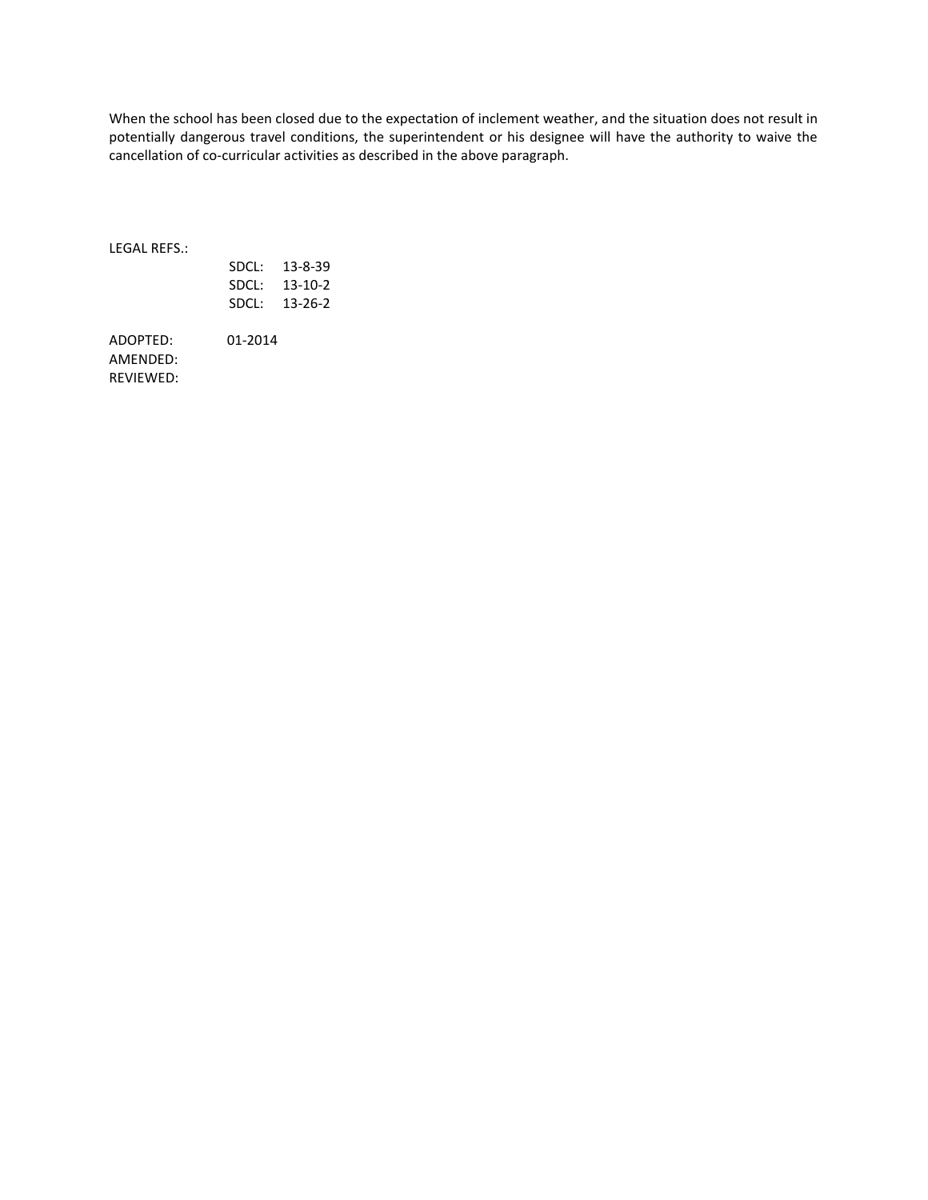When the school has been closed due to the expectation of inclement weather, and the situation does not result in potentially dangerous travel conditions, the superintendent or his designee will have the authority to waive the cancellation of co-curricular activities as described in the above paragraph.

LEGAL REFS.:

SDCL: 13-8-39
SDCL: 13-10-2
SDCL: 13-26-2

ADOPTED: 01-2014
AMENDED:
REVIEWED: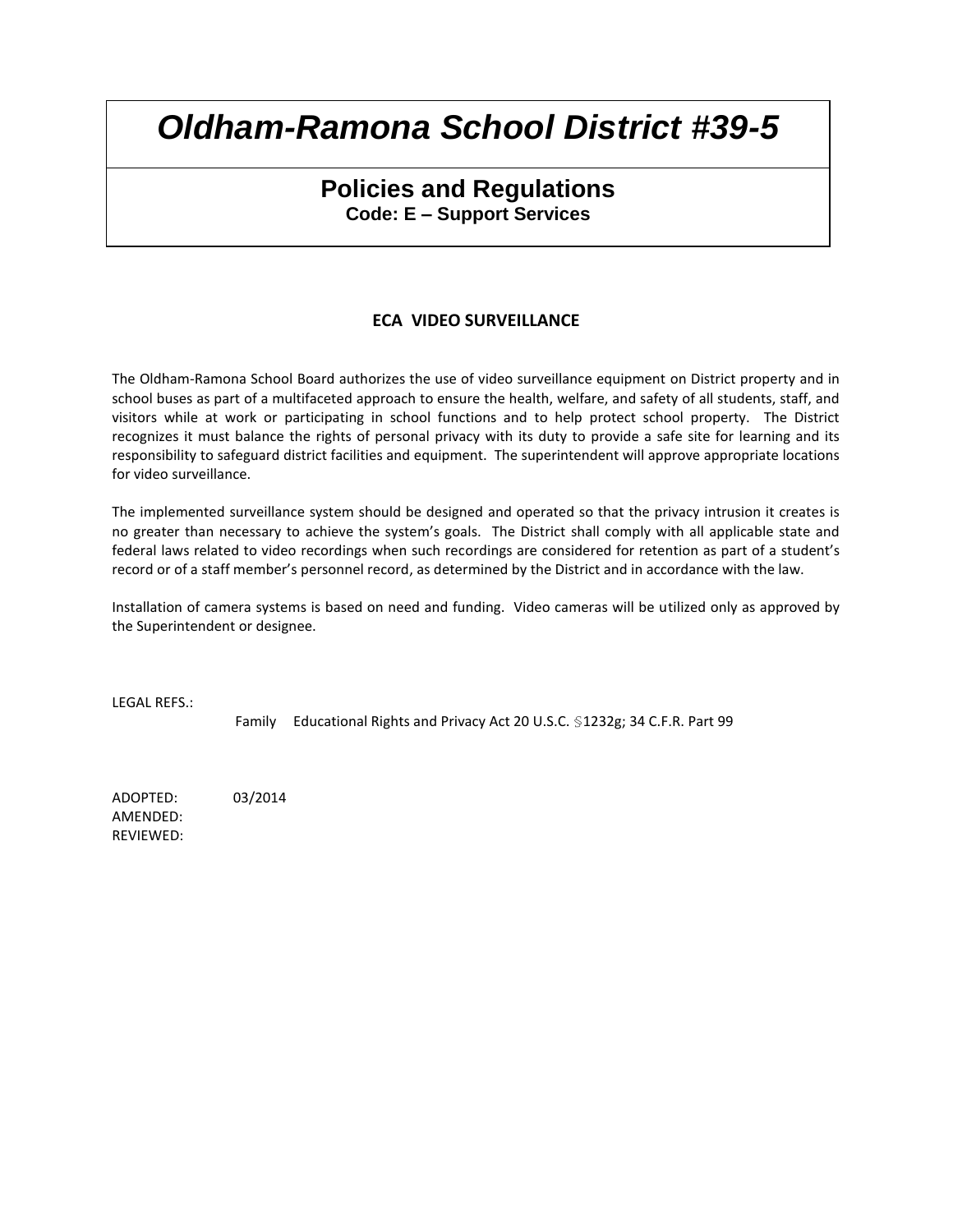# *Oldham-Ramona School District #39-5*

## Policies and Regulations
**Code: E – Support Services**

### ECA VIDEO SURVEILLANCE

The Oldham-Ramona School Board authorizes the use of video surveillance equipment on District property and in school buses as part of a multifaceted approach to ensure the health, welfare, and safety of all students, staff, and visitors while at work or participating in school functions and to help protect school property. The District recognizes it must balance the rights of personal privacy with its duty to provide a safe site for learning and its responsibility to safeguard district facilities and equipment. The superintendent will approve appropriate locations for video surveillance.

The implemented surveillance system should be designed and operated so that the privacy intrusion it creates is no greater than necessary to achieve the system's goals. The District shall comply with all applicable state and federal laws related to video recordings when such recordings are considered for retention as part of a student's record or of a staff member's personnel record, as determined by the District and in accordance with the law.

Installation of camera systems is based on need and funding. Video cameras will be utilized only as approved by the Superintendent or designee.

LEGAL REFS.:

Family Educational Rights and Privacy Act 20 U.S.C. §1232g; 34 C.F.R. Part 99

ADOPTED: 03/2014
AMENDED:
REVIEWED: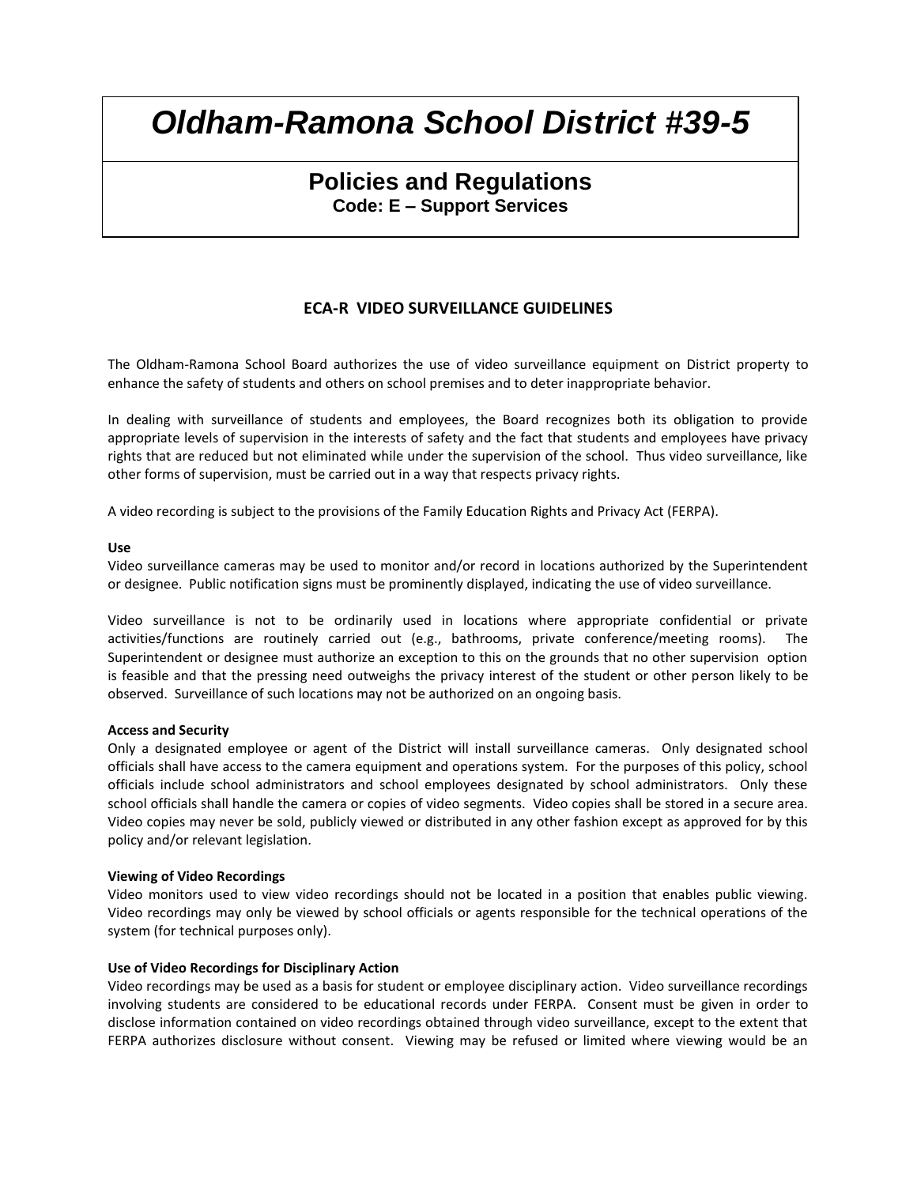# Oldham-Ramona School District #39-5

## Policies and Regulations

**Code: E – Support Services**

### ECA-R VIDEO SURVEILLANCE GUIDELINES

The Oldham-Ramona School Board authorizes the use of video surveillance equipment on District property to enhance the safety of students and others on school premises and to deter inappropriate behavior.

In dealing with surveillance of students and employees, the Board recognizes both its obligation to provide appropriate levels of supervision in the interests of safety and the fact that students and employees have privacy rights that are reduced but not eliminated while under the supervision of the school. Thus video surveillance, like other forms of supervision, must be carried out in a way that respects privacy rights.

A video recording is subject to the provisions of the Family Education Rights and Privacy Act (FERPA).

**Use**

Video surveillance cameras may be used to monitor and/or record in locations authorized by the Superintendent or designee. Public notification signs must be prominently displayed, indicating the use of video surveillance.

Video surveillance is not to be ordinarily used in locations where appropriate confidential or private activities/functions are routinely carried out (e.g., bathrooms, private conference/meeting rooms). The Superintendent or designee must authorize an exception to this on the grounds that no other supervision option is feasible and that the pressing need outweighs the privacy interest of the student or other person likely to be observed. Surveillance of such locations may not be authorized on an ongoing basis.

**Access and Security**

Only a designated employee or agent of the District will install surveillance cameras. Only designated school officials shall have access to the camera equipment and operations system. For the purposes of this policy, school officials include school administrators and school employees designated by school administrators. Only these school officials shall handle the camera or copies of video segments. Video copies shall be stored in a secure area. Video copies may never be sold, publicly viewed or distributed in any other fashion except as approved for by this policy and/or relevant legislation.

**Viewing of Video Recordings**

Video monitors used to view video recordings should not be located in a position that enables public viewing. Video recordings may only be viewed by school officials or agents responsible for the technical operations of the system (for technical purposes only).

**Use of Video Recordings for Disciplinary Action**

Video recordings may be used as a basis for student or employee disciplinary action. Video surveillance recordings involving students are considered to be educational records under FERPA. Consent must be given in order to disclose information contained on video recordings obtained through video surveillance, except to the extent that FERPA authorizes disclosure without consent. Viewing may be refused or limited where viewing would be an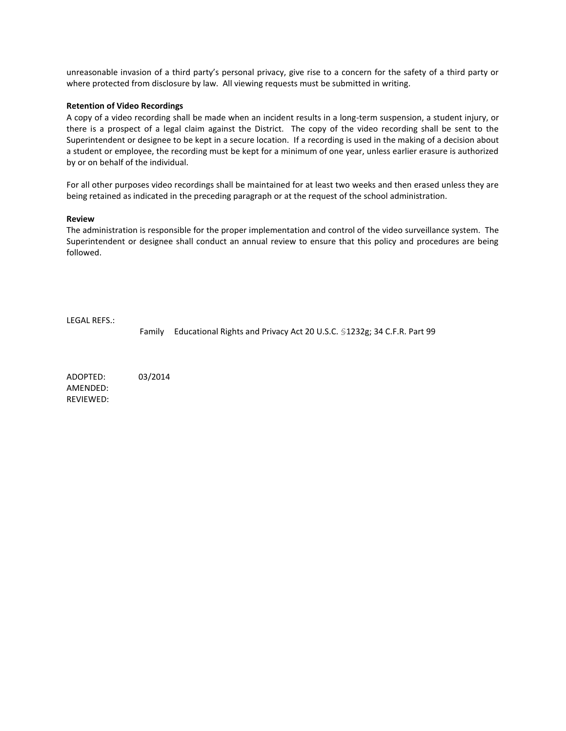unreasonable invasion of a third party's personal privacy, give rise to a concern for the safety of a third party or where protected from disclosure by law. All viewing requests must be submitted in writing.

**Retention of Video Recordings**

A copy of a video recording shall be made when an incident results in a long-term suspension, a student injury, or there is a prospect of a legal claim against the District. The copy of the video recording shall be sent to the Superintendent or designee to be kept in a secure location. If a recording is used in the making of a decision about a student or employee, the recording must be kept for a minimum of one year, unless earlier erasure is authorized by or on behalf of the individual.

For all other purposes video recordings shall be maintained for at least two weeks and then erased unless they are being retained as indicated in the preceding paragraph or at the request of the school administration.

**Review**

The administration is responsible for the proper implementation and control of the video surveillance system. The Superintendent or designee shall conduct an annual review to ensure that this policy and procedures are being followed.

LEGAL REFS.:

Family Educational Rights and Privacy Act 20 U.S.C. §1232g; 34 C.F.R. Part 99

ADOPTED: 03/2014
AMENDED:
REVIEWED: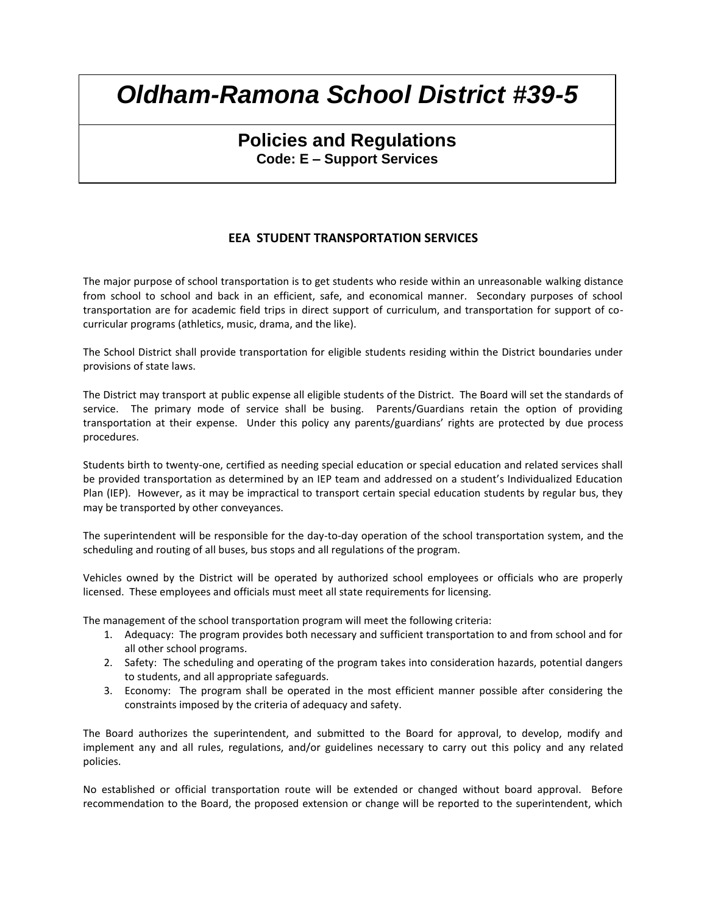# *Oldham-Ramona School District #39-5*

## Policies and Regulations

**Code: E – Support Services**

### EEA STUDENT TRANSPORTATION SERVICES

The major purpose of school transportation is to get students who reside within an unreasonable walking distance from school to school and back in an efficient, safe, and economical manner. Secondary purposes of school transportation are for academic field trips in direct support of curriculum, and transportation for support of co-curricular programs (athletics, music, drama, and the like).

The School District shall provide transportation for eligible students residing within the District boundaries under provisions of state laws.

The District may transport at public expense all eligible students of the District. The Board will set the standards of service. The primary mode of service shall be busing. Parents/Guardians retain the option of providing transportation at their expense. Under this policy any parents/guardians' rights are protected by due process procedures.

Students birth to twenty-one, certified as needing special education or special education and related services shall be provided transportation as determined by an IEP team and addressed on a student's Individualized Education Plan (IEP). However, as it may be impractical to transport certain special education students by regular bus, they may be transported by other conveyances.

The superintendent will be responsible for the day-to-day operation of the school transportation system, and the scheduling and routing of all buses, bus stops and all regulations of the program.

Vehicles owned by the District will be operated by authorized school employees or officials who are properly licensed. These employees and officials must meet all state requirements for licensing.

The management of the school transportation program will meet the following criteria:

1. Adequacy: The program provides both necessary and sufficient transportation to and from school and for all other school programs.
2. Safety: The scheduling and operating of the program takes into consideration hazards, potential dangers to students, and all appropriate safeguards.
3. Economy: The program shall be operated in the most efficient manner possible after considering the constraints imposed by the criteria of adequacy and safety.

The Board authorizes the superintendent, and submitted to the Board for approval, to develop, modify and implement any and all rules, regulations, and/or guidelines necessary to carry out this policy and any related policies.

No established or official transportation route will be extended or changed without board approval. Before recommendation to the Board, the proposed extension or change will be reported to the superintendent, which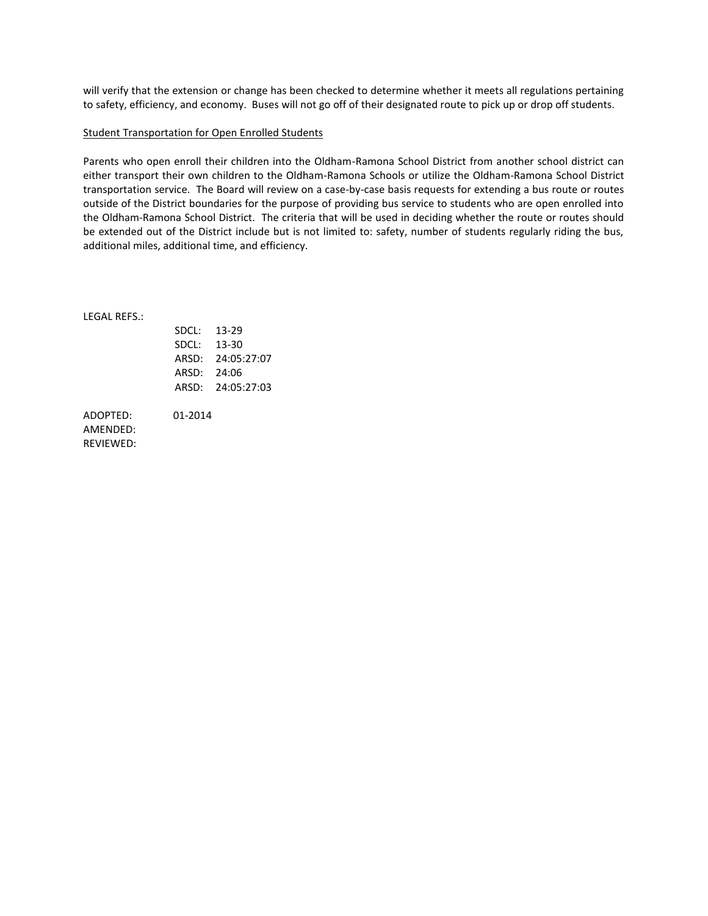will verify that the extension or change has been checked to determine whether it meets all regulations pertaining to safety, efficiency, and economy. Buses will not go off of their designated route to pick up or drop off students.

<u>Student Transportation for Open Enrolled Students</u>

Parents who open enroll their children into the Oldham-Ramona School District from another school district can either transport their own children to the Oldham-Ramona Schools or utilize the Oldham-Ramona School District transportation service. The Board will review on a case-by-case basis requests for extending a bus route or routes outside of the District boundaries for the purpose of providing bus service to students who are open enrolled into the Oldham-Ramona School District. The criteria that will be used in deciding whether the route or routes should be extended out of the District include but is not limited to: safety, number of students regularly riding the bus, additional miles, additional time, and efficiency.

LEGAL REFS.:

SDCL: 13-29
SDCL: 13-30
ARSD: 24:05:27:07
ARSD: 24:06
ARSD: 24:05:27:03

ADOPTED: 01-2014
AMENDED:
REVIEWED: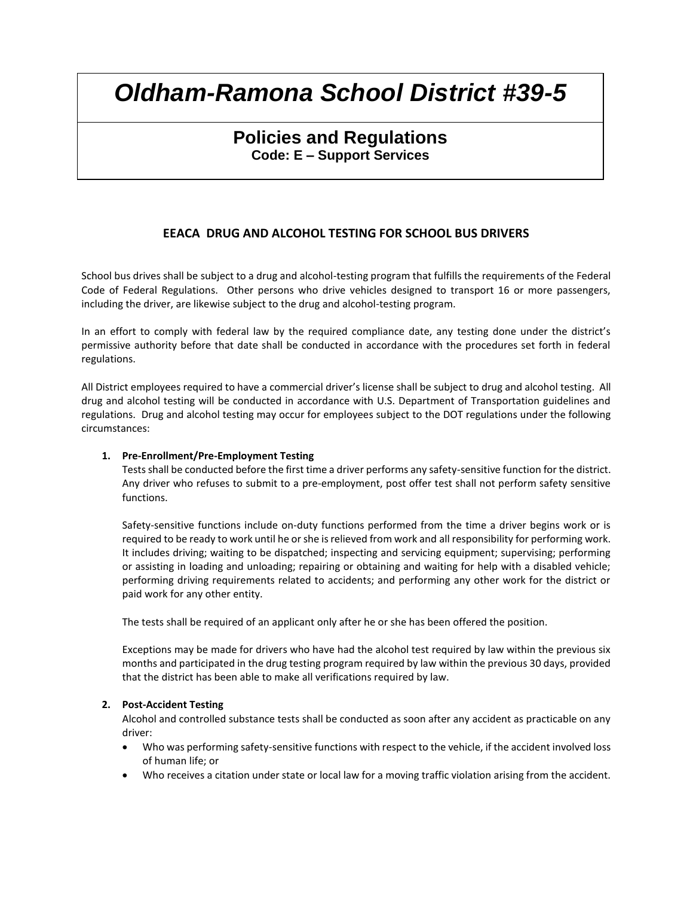# *Oldham-Ramona School District #39-5*

## Policies and Regulations

**Code: E – Support Services**

### EEACA DRUG AND ALCOHOL TESTING FOR SCHOOL BUS DRIVERS

School bus drives shall be subject to a drug and alcohol-testing program that fulfills the requirements of the Federal Code of Federal Regulations. Other persons who drive vehicles designed to transport 16 or more passengers, including the driver, are likewise subject to the drug and alcohol-testing program.

In an effort to comply with federal law by the required compliance date, any testing done under the district's permissive authority before that date shall be conducted in accordance with the procedures set forth in federal regulations.

All District employees required to have a commercial driver's license shall be subject to drug and alcohol testing. All drug and alcohol testing will be conducted in accordance with U.S. Department of Transportation guidelines and regulations. Drug and alcohol testing may occur for employees subject to the DOT regulations under the following circumstances:

1. **Pre-Enrollment/Pre-Employment Testing**
   Tests shall be conducted before the first time a driver performs any safety-sensitive function for the district. Any driver who refuses to submit to a pre-employment, post offer test shall not perform safety sensitive functions.

   Safety-sensitive functions include on-duty functions performed from the time a driver begins work or is required to be ready to work until he or she is relieved from work and all responsibility for performing work. It includes driving; waiting to be dispatched; inspecting and servicing equipment; supervising; performing or assisting in loading and unloading; repairing or obtaining and waiting for help with a disabled vehicle; performing driving requirements related to accidents; and performing any other work for the district or paid work for any other entity.

   The tests shall be required of an applicant only after he or she has been offered the position.

   Exceptions may be made for drivers who have had the alcohol test required by law within the previous six months and participated in the drug testing program required by law within the previous 30 days, provided that the district has been able to make all verifications required by law.

2. **Post-Accident Testing**
   Alcohol and controlled substance tests shall be conducted as soon after any accident as practicable on any driver:
   - Who was performing safety-sensitive functions with respect to the vehicle, if the accident involved loss of human life; or
   - Who receives a citation under state or local law for a moving traffic violation arising from the accident.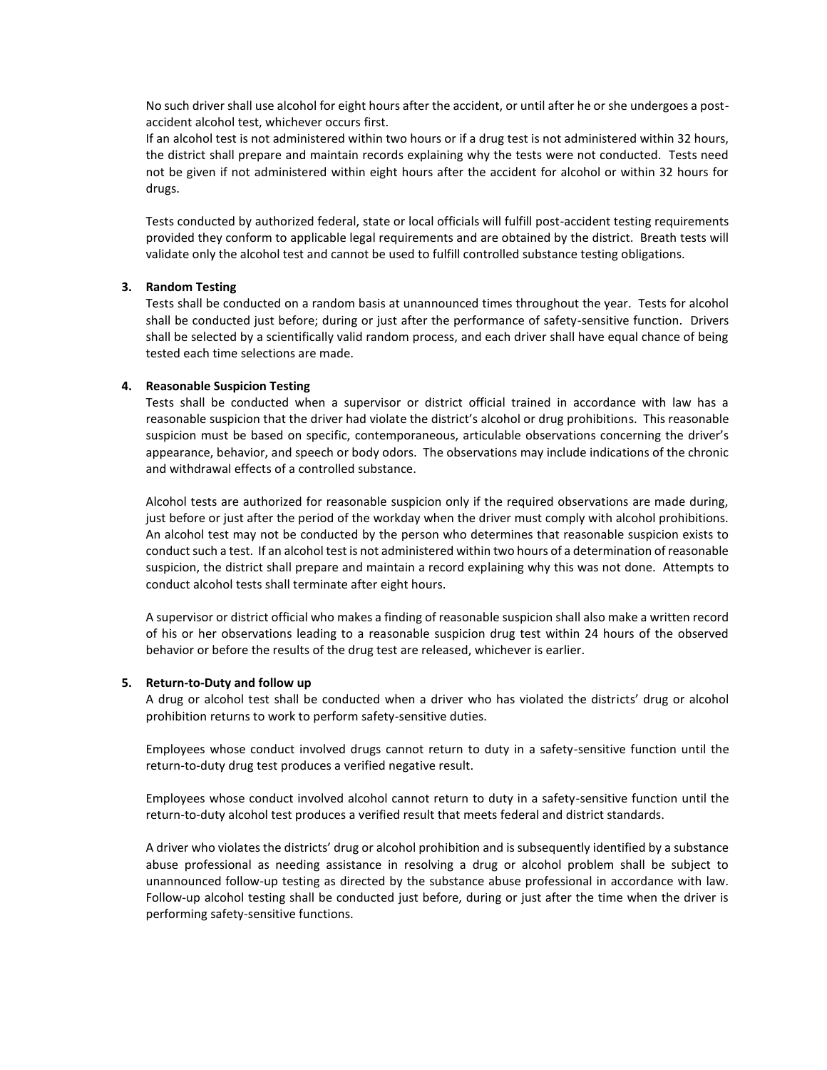No such driver shall use alcohol for eight hours after the accident, or until after he or she undergoes a post-accident alcohol test, whichever occurs first.
If an alcohol test is not administered within two hours or if a drug test is not administered within 32 hours, the district shall prepare and maintain records explaining why the tests were not conducted. Tests need not be given if not administered within eight hours after the accident for alcohol or within 32 hours for drugs.

Tests conducted by authorized federal, state or local officials will fulfill post-accident testing requirements provided they conform to applicable legal requirements and are obtained by the district. Breath tests will validate only the alcohol test and cannot be used to fulfill controlled substance testing obligations.

3. **Random Testing**
Tests shall be conducted on a random basis at unannounced times throughout the year. Tests for alcohol shall be conducted just before; during or just after the performance of safety-sensitive function. Drivers shall be selected by a scientifically valid random process, and each driver shall have equal chance of being tested each time selections are made.

4. **Reasonable Suspicion Testing**
Tests shall be conducted when a supervisor or district official trained in accordance with law has a reasonable suspicion that the driver had violate the district's alcohol or drug prohibitions. This reasonable suspicion must be based on specific, contemporaneous, articulable observations concerning the driver's appearance, behavior, and speech or body odors. The observations may include indications of the chronic and withdrawal effects of a controlled substance.

   Alcohol tests are authorized for reasonable suspicion only if the required observations are made during, just before or just after the period of the workday when the driver must comply with alcohol prohibitions. An alcohol test may not be conducted by the person who determines that reasonable suspicion exists to conduct such a test. If an alcohol test is not administered within two hours of a determination of reasonable suspicion, the district shall prepare and maintain a record explaining why this was not done. Attempts to conduct alcohol tests shall terminate after eight hours.

   A supervisor or district official who makes a finding of reasonable suspicion shall also make a written record of his or her observations leading to a reasonable suspicion drug test within 24 hours of the observed behavior or before the results of the drug test are released, whichever is earlier.

5. **Return-to-Duty and follow up**
A drug or alcohol test shall be conducted when a driver who has violated the districts' drug or alcohol prohibition returns to work to perform safety-sensitive duties.

   Employees whose conduct involved drugs cannot return to duty in a safety-sensitive function until the return-to-duty drug test produces a verified negative result.

   Employees whose conduct involved alcohol cannot return to duty in a safety-sensitive function until the return-to-duty alcohol test produces a verified result that meets federal and district standards.

   A driver who violates the districts' drug or alcohol prohibition and is subsequently identified by a substance abuse professional as needing assistance in resolving a drug or alcohol problem shall be subject to unannounced follow-up testing as directed by the substance abuse professional in accordance with law. Follow-up alcohol testing shall be conducted just before, during or just after the time when the driver is performing safety-sensitive functions.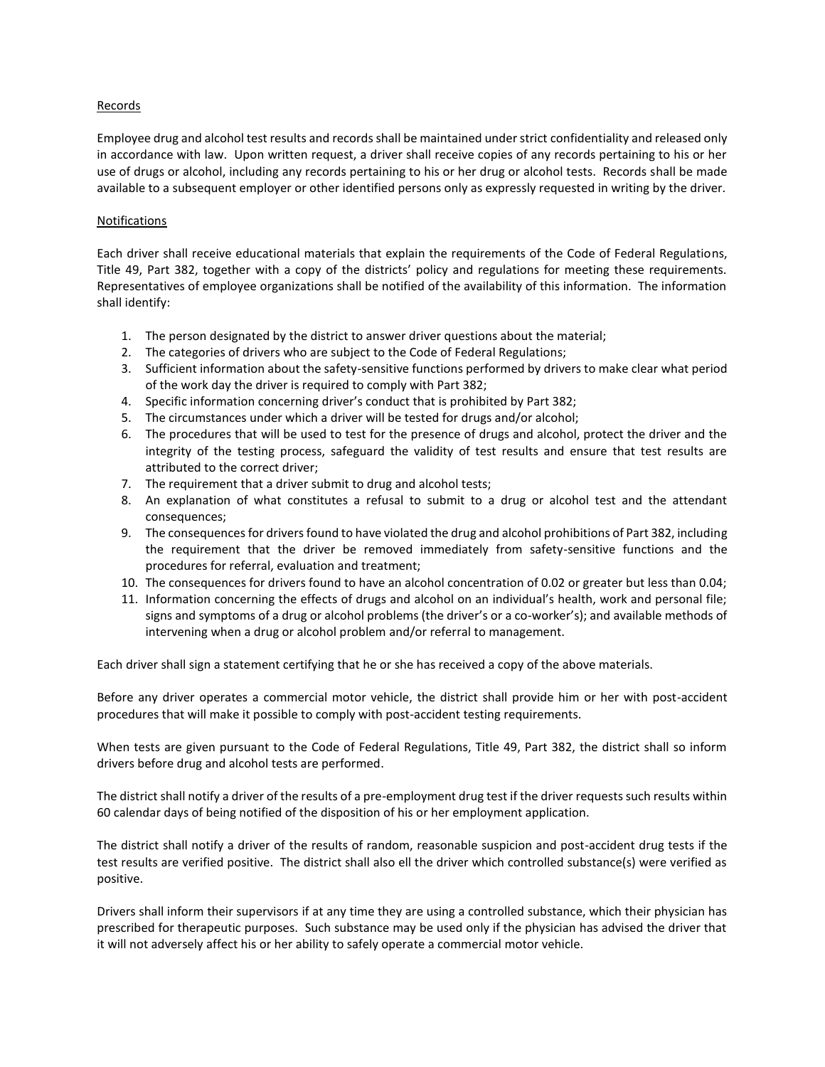Records

Employee drug and alcohol test results and records shall be maintained under strict confidentiality and released only in accordance with law. Upon written request, a driver shall receive copies of any records pertaining to his or her use of drugs or alcohol, including any records pertaining to his or her drug or alcohol tests. Records shall be made available to a subsequent employer or other identified persons only as expressly requested in writing by the driver.

Notifications

Each driver shall receive educational materials that explain the requirements of the Code of Federal Regulations, Title 49, Part 382, together with a copy of the districts' policy and regulations for meeting these requirements. Representatives of employee organizations shall be notified of the availability of this information. The information shall identify:

1. The person designated by the district to answer driver questions about the material;
2. The categories of drivers who are subject to the Code of Federal Regulations;
3. Sufficient information about the safety-sensitive functions performed by drivers to make clear what period of the work day the driver is required to comply with Part 382;
4. Specific information concerning driver's conduct that is prohibited by Part 382;
5. The circumstances under which a driver will be tested for drugs and/or alcohol;
6. The procedures that will be used to test for the presence of drugs and alcohol, protect the driver and the integrity of the testing process, safeguard the validity of test results and ensure that test results are attributed to the correct driver;
7. The requirement that a driver submit to drug and alcohol tests;
8. An explanation of what constitutes a refusal to submit to a drug or alcohol test and the attendant consequences;
9. The consequences for drivers found to have violated the drug and alcohol prohibitions of Part 382, including the requirement that the driver be removed immediately from safety-sensitive functions and the procedures for referral, evaluation and treatment;
10. The consequences for drivers found to have an alcohol concentration of 0.02 or greater but less than 0.04;
11. Information concerning the effects of drugs and alcohol on an individual's health, work and personal file; signs and symptoms of a drug or alcohol problems (the driver's or a co-worker's); and available methods of intervening when a drug or alcohol problem and/or referral to management.

Each driver shall sign a statement certifying that he or she has received a copy of the above materials.

Before any driver operates a commercial motor vehicle, the district shall provide him or her with post-accident procedures that will make it possible to comply with post-accident testing requirements.

When tests are given pursuant to the Code of Federal Regulations, Title 49, Part 382, the district shall so inform drivers before drug and alcohol tests are performed.

The district shall notify a driver of the results of a pre-employment drug test if the driver requests such results within 60 calendar days of being notified of the disposition of his or her employment application.

The district shall notify a driver of the results of random, reasonable suspicion and post-accident drug tests if the test results are verified positive. The district shall also ell the driver which controlled substance(s) were verified as positive.

Drivers shall inform their supervisors if at any time they are using a controlled substance, which their physician has prescribed for therapeutic purposes. Such substance may be used only if the physician has advised the driver that it will not adversely affect his or her ability to safely operate a commercial motor vehicle.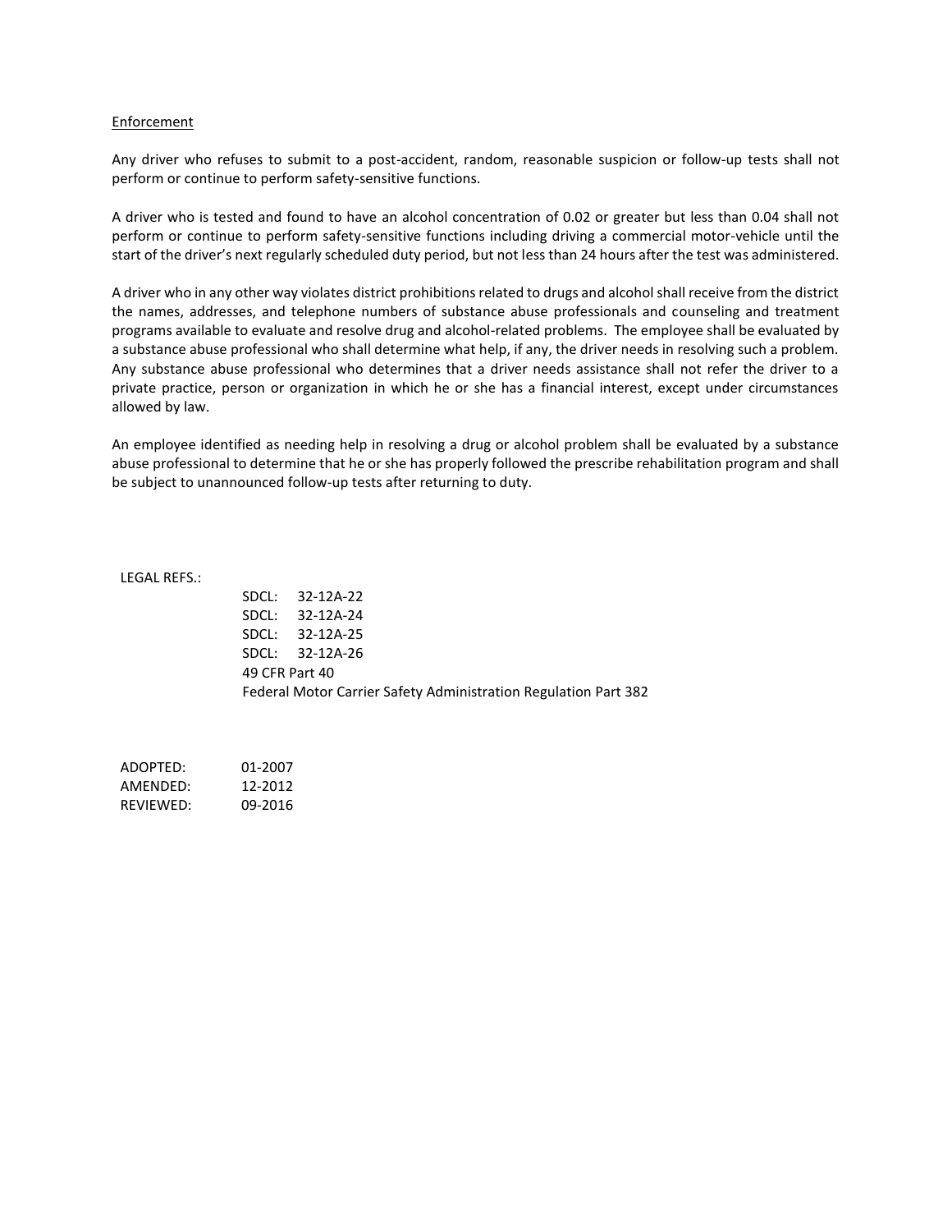Enforcement

Any driver who refuses to submit to a post-accident, random, reasonable suspicion or follow-up tests shall not perform or continue to perform safety-sensitive functions.

A driver who is tested and found to have an alcohol concentration of 0.02 or greater but less than 0.04 shall not perform or continue to perform safety-sensitive functions including driving a commercial motor-vehicle until the start of the driver's next regularly scheduled duty period, but not less than 24 hours after the test was administered.

A driver who in any other way violates district prohibitions related to drugs and alcohol shall receive from the district the names, addresses, and telephone numbers of substance abuse professionals and counseling and treatment programs available to evaluate and resolve drug and alcohol-related problems. The employee shall be evaluated by a substance abuse professional who shall determine what help, if any, the driver needs in resolving such a problem. Any substance abuse professional who determines that a driver needs assistance shall not refer the driver to a private practice, person or organization in which he or she has a financial interest, except under circumstances allowed by law.

An employee identified as needing help in resolving a drug or alcohol problem shall be evaluated by a substance abuse professional to determine that he or she has properly followed the prescribe rehabilitation program and shall be subject to unannounced follow-up tests after returning to duty.

LEGAL REFS.:

SDCL: 32-12A-22
SDCL: 32-12A-24
SDCL: 32-12A-25
SDCL: 32-12A-26
49 CFR Part 40
Federal Motor Carrier Safety Administration Regulation Part 382

ADOPTED: 01-2007
AMENDED: 12-2012
REVIEWED: 09-2016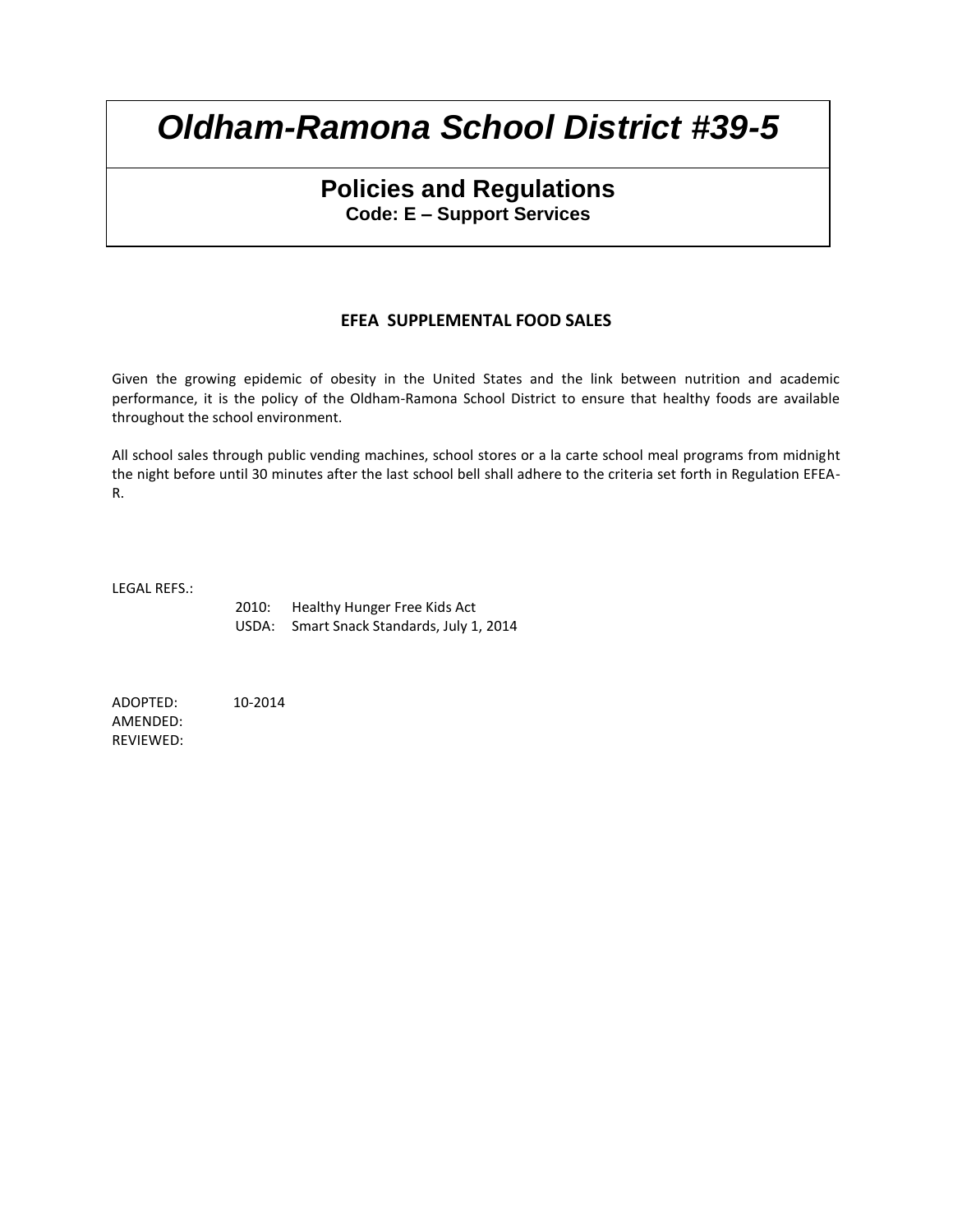# *Oldham-Ramona School District #39-5*

## Policies and Regulations

**Code: E – Support Services**

### EFEA SUPPLEMENTAL FOOD SALES

Given the growing epidemic of obesity in the United States and the link between nutrition and academic performance, it is the policy of the Oldham-Ramona School District to ensure that healthy foods are available throughout the school environment.

All school sales through public vending machines, school stores or a la carte school meal programs from midnight the night before until 30 minutes after the last school bell shall adhere to the criteria set forth in Regulation EFEA-R.

LEGAL REFS.:

2010: Healthy Hunger Free Kids Act
USDA: Smart Snack Standards, July 1, 2014

ADOPTED: 10-2014
AMENDED:
REVIEWED: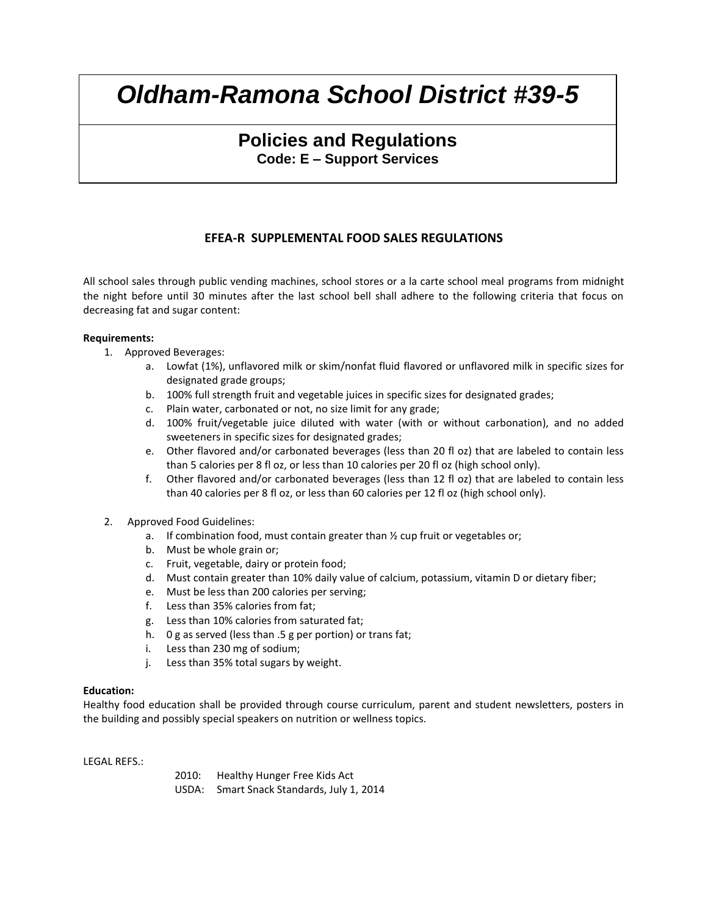# Oldham-Ramona School District #39-5

## Policies and Regulations

**Code: E – Support Services**

### EFEA-R SUPPLEMENTAL FOOD SALES REGULATIONS

All school sales through public vending machines, school stores or a la carte school meal programs from midnight the night before until 30 minutes after the last school bell shall adhere to the following criteria that focus on decreasing fat and sugar content:

**Requirements:**

1. Approved Beverages:
   a. Lowfat (1%), unflavored milk or skim/nonfat fluid flavored or unflavored milk in specific sizes for designated grade groups;
   b. 100% full strength fruit and vegetable juices in specific sizes for designated grades;
   c. Plain water, carbonated or not, no size limit for any grade;
   d. 100% fruit/vegetable juice diluted with water (with or without carbonation), and no added sweeteners in specific sizes for designated grades;
   e. Other flavored and/or carbonated beverages (less than 20 fl oz) that are labeled to contain less than 5 calories per 8 fl oz, or less than 10 calories per 20 fl oz (high school only).
   f. Other flavored and/or carbonated beverages (less than 12 fl oz) that are labeled to contain less than 40 calories per 8 fl oz, or less than 60 calories per 12 fl oz (high school only).

2. Approved Food Guidelines:
   a. If combination food, must contain greater than ½ cup fruit or vegetables or;
   b. Must be whole grain or;
   c. Fruit, vegetable, dairy or protein food;
   d. Must contain greater than 10% daily value of calcium, potassium, vitamin D or dietary fiber;
   e. Must be less than 200 calories per serving;
   f. Less than 35% calories from fat;
   g. Less than 10% calories from saturated fat;
   h. 0 g as served (less than .5 g per portion) or trans fat;
   i. Less than 230 mg of sodium;
   j. Less than 35% total sugars by weight.

**Education:**

Healthy food education shall be provided through course curriculum, parent and student newsletters, posters in the building and possibly special speakers on nutrition or wellness topics.

LEGAL REFS.:

2010: Healthy Hunger Free Kids Act
USDA: Smart Snack Standards, July 1, 2014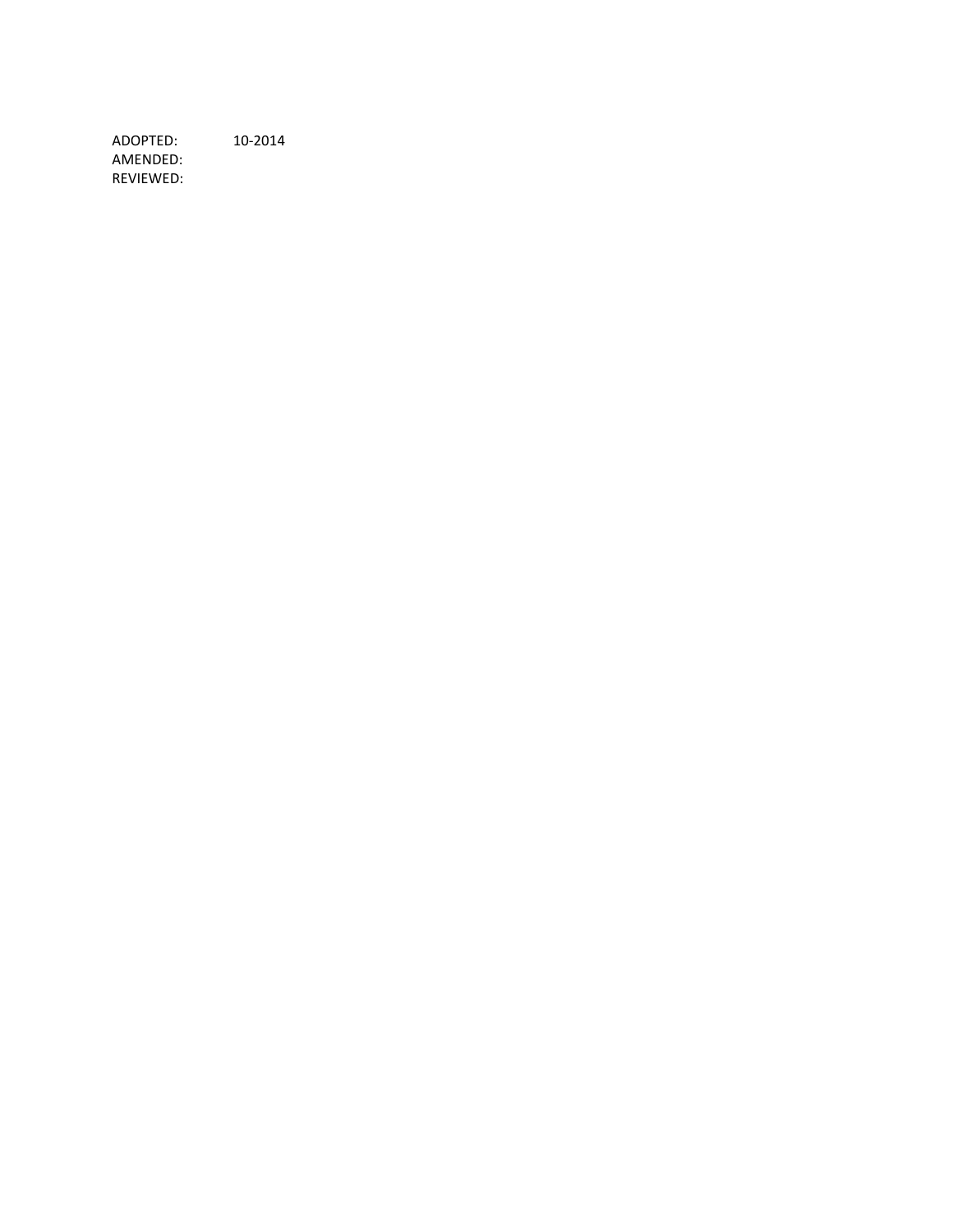ADOPTED: 10-2014
AMENDED:
REVIEWED: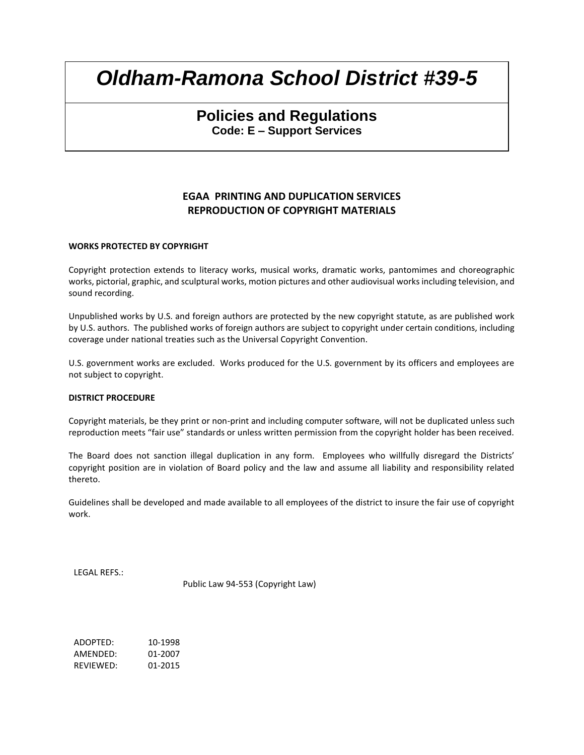# Oldham-Ramona School District #39-5

## Policies and Regulations

**Code: E – Support Services**

### EGAA PRINTING AND DUPLICATION SERVICES
### REPRODUCTION OF COPYRIGHT MATERIALS

**WORKS PROTECTED BY COPYRIGHT**

Copyright protection extends to literacy works, musical works, dramatic works, pantomimes and choreographic works, pictorial, graphic, and sculptural works, motion pictures and other audiovisual works including television, and sound recording.

Unpublished works by U.S. and foreign authors are protected by the new copyright statute, as are published work by U.S. authors. The published works of foreign authors are subject to copyright under certain conditions, including coverage under national treaties such as the Universal Copyright Convention.

U.S. government works are excluded. Works produced for the U.S. government by its officers and employees are not subject to copyright.

**DISTRICT PROCEDURE**

Copyright materials, be they print or non-print and including computer software, will not be duplicated unless such reproduction meets "fair use" standards or unless written permission from the copyright holder has been received.

The Board does not sanction illegal duplication in any form. Employees who willfully disregard the Districts' copyright position are in violation of Board policy and the law and assume all liability and responsibility related thereto.

Guidelines shall be developed and made available to all employees of the district to insure the fair use of copyright work.

LEGAL REFS.:

Public Law 94-553 (Copyright Law)

ADOPTED: 10-1998
AMENDED: 01-2007
REVIEWED: 01-2015